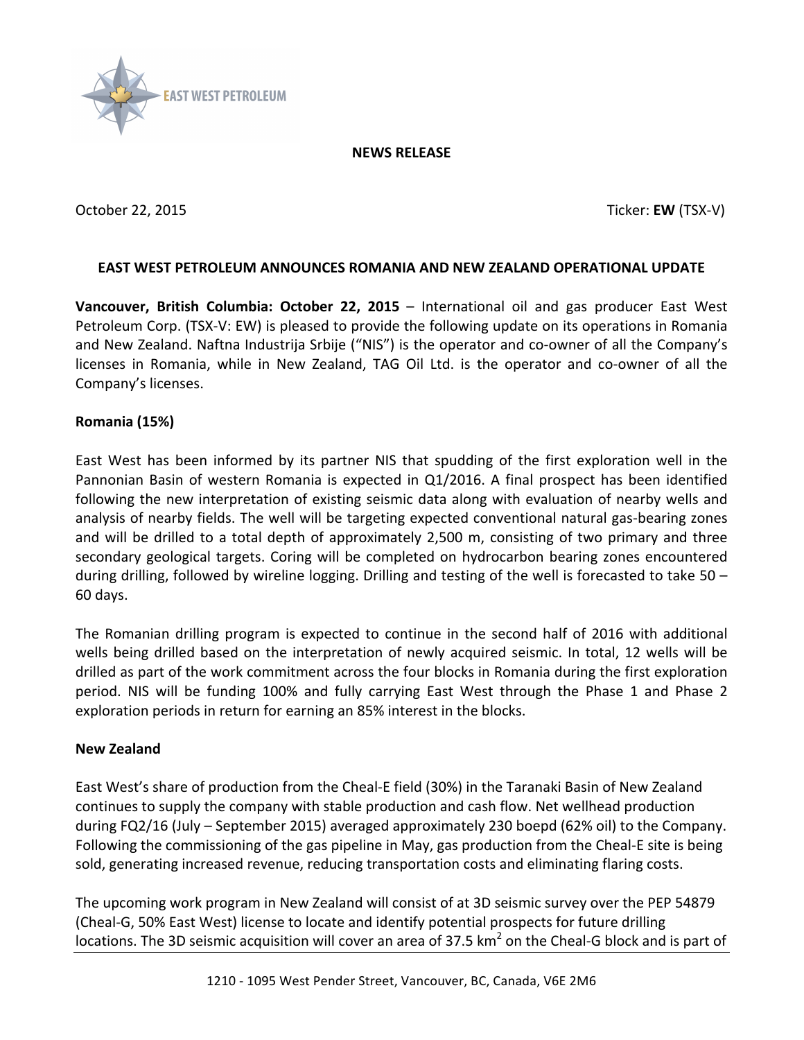**NEWS RELEASE**

October 22, 2015 Ticker: **EW** (TSX-V)

## EAST WEST PETROLEUM ANNOUNCES ROMANIA AND NEW ZEALAND OPERATIONAL UPDATE

**Vancouver, British Columbia: October 22, 2015** – International oil and gas producer East West Petroleum Corp. (TSX-V: EW) is pleased to provide the following update on its operations in Romania and New Zealand. Naftna Industrija Srbije ("NIS") is the operator and co-owner of all the Company's licenses in Romania, while in New Zealand, TAG Oil Ltd. is the operator and co-owner of all the Company's licenses.

**Romania (15%)**

East West has been informed by its partner NIS that spudding of the first exploration well in the Pannonian Basin of western Romania is expected in Q1/2016. A final prospect has been identified following the new interpretation of existing seismic data along with evaluation of nearby wells and analysis of nearby fields. The well will be targeting expected conventional natural gas-bearing zones and will be drilled to a total depth of approximately 2,500 m, consisting of two primary and three secondary geological targets. Coring will be completed on hydrocarbon bearing zones encountered during drilling, followed by wireline logging. Drilling and testing of the well is forecasted to take 50 – 60 days.

The Romanian drilling program is expected to continue in the second half of 2016 with additional wells being drilled based on the interpretation of newly acquired seismic. In total, 12 wells will be drilled as part of the work commitment across the four blocks in Romania during the first exploration period. NIS will be funding 100% and fully carrying East West through the Phase 1 and Phase 2 exploration periods in return for earning an 85% interest in the blocks.

**New Zealand**

East West's share of production from the Cheal-E field (30%) in the Taranaki Basin of New Zealand continues to supply the company with stable production and cash flow. Net wellhead production during FQ2/16 (July – September 2015) averaged approximately 230 boepd (62% oil) to the Company. Following the commissioning of the gas pipeline in May, gas production from the Cheal-E site is being sold, generating increased revenue, reducing transportation costs and eliminating flaring costs.

The upcoming work program in New Zealand will consist of at 3D seismic survey over the PEP 54879 (Cheal-G, 50% East West) license to locate and identify potential prospects for future drilling locations. The 3D seismic acquisition will cover an area of 37.5 $km^2$ on the Cheal-G block and is part of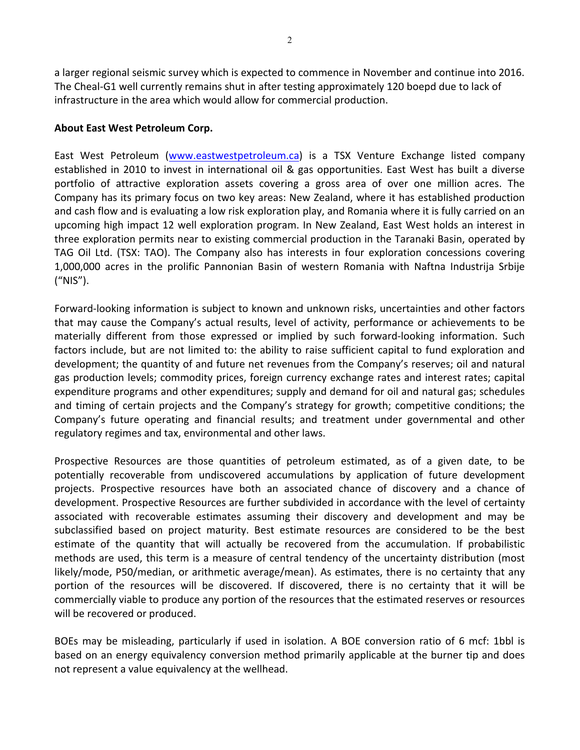a larger regional seismic survey which is expected to commence in November and continue into 2016. The Cheal-G1 well currently remains shut in after testing approximately 120 boepd due to lack of infrastructure in the area which would allow for commercial production.

**About East West Petroleum Corp.**

East West Petroleum (www.eastwestpetroleum.ca) is a TSX Venture Exchange listed company established in 2010 to invest in international oil & gas opportunities. East West has built a diverse portfolio of attractive exploration assets covering a gross area of over one million acres. The Company has its primary focus on two key areas: New Zealand, where it has established production and cash flow and is evaluating a low risk exploration play, and Romania where it is fully carried on an upcoming high impact 12 well exploration program. In New Zealand, East West holds an interest in three exploration permits near to existing commercial production in the Taranaki Basin, operated by TAG Oil Ltd. (TSX: TAO). The Company also has interests in four exploration concessions covering 1,000,000 acres in the prolific Pannonian Basin of western Romania with Naftna Industrija Srbije ("NIS").

Forward-looking information is subject to known and unknown risks, uncertainties and other factors that may cause the Company's actual results, level of activity, performance or achievements to be materially different from those expressed or implied by such forward-looking information. Such factors include, but are not limited to: the ability to raise sufficient capital to fund exploration and development; the quantity of and future net revenues from the Company's reserves; oil and natural gas production levels; commodity prices, foreign currency exchange rates and interest rates; capital expenditure programs and other expenditures; supply and demand for oil and natural gas; schedules and timing of certain projects and the Company's strategy for growth; competitive conditions; the Company's future operating and financial results; and treatment under governmental and other regulatory regimes and tax, environmental and other laws.

Prospective Resources are those quantities of petroleum estimated, as of a given date, to be potentially recoverable from undiscovered accumulations by application of future development projects. Prospective resources have both an associated chance of discovery and a chance of development. Prospective Resources are further subdivided in accordance with the level of certainty associated with recoverable estimates assuming their discovery and development and may be subclassified based on project maturity. Best estimate resources are considered to be the best estimate of the quantity that will actually be recovered from the accumulation. If probabilistic methods are used, this term is a measure of central tendency of the uncertainty distribution (most likely/mode, P50/median, or arithmetic average/mean). As estimates, there is no certainty that any portion of the resources will be discovered. If discovered, there is no certainty that it will be commercially viable to produce any portion of the resources that the estimated reserves or resources will be recovered or produced.

BOEs may be misleading, particularly if used in isolation. A BOE conversion ratio of 6 mcf: 1bbl is based on an energy equivalency conversion method primarily applicable at the burner tip and does not represent a value equivalency at the wellhead.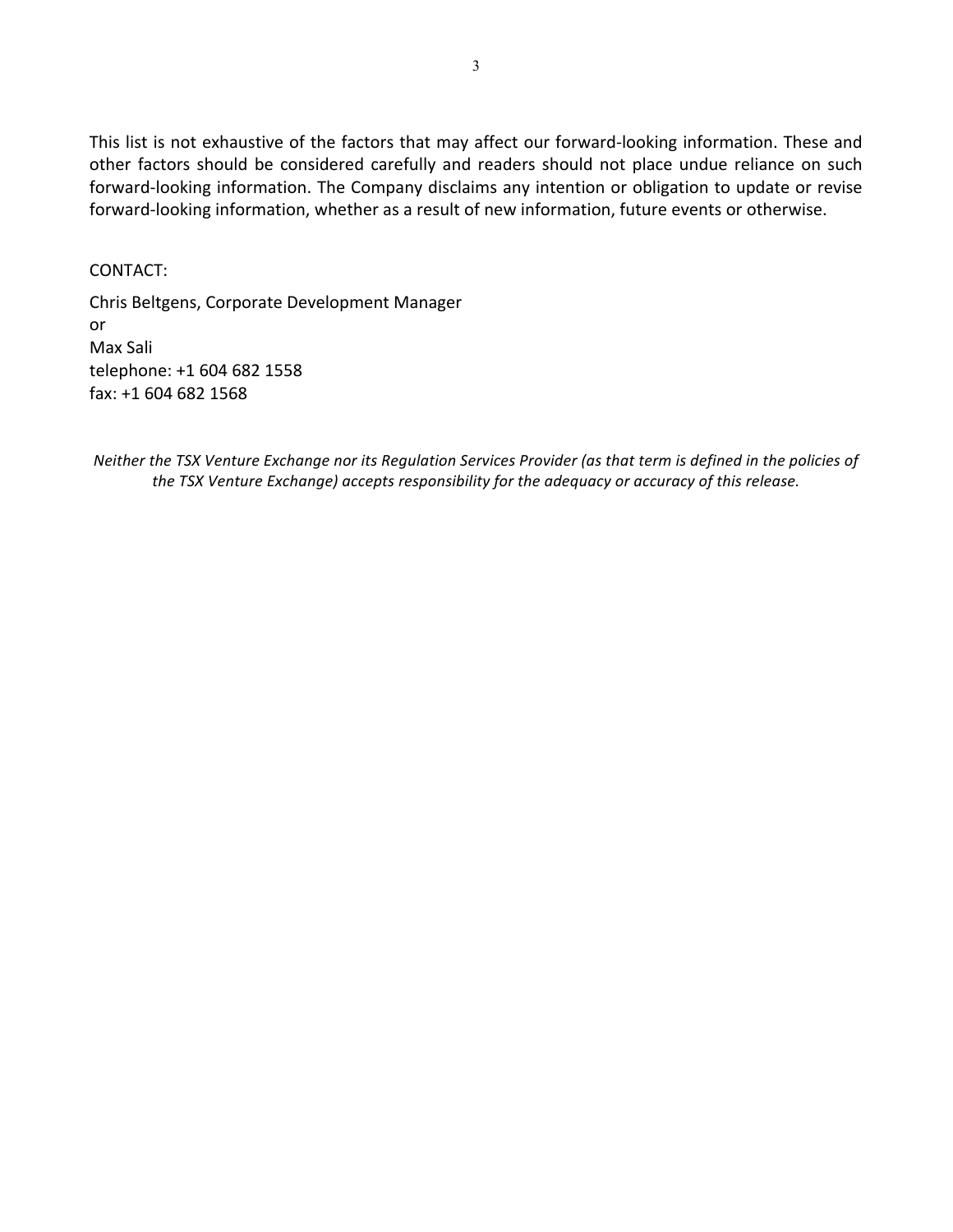This list is not exhaustive of the factors that may affect our forward-looking information. These and other factors should be considered carefully and readers should not place undue reliance on such forward-looking information. The Company disclaims any intention or obligation to update or revise forward-looking information, whether as a result of new information, future events or otherwise.

CONTACT:

Chris Beltgens, Corporate Development Manager
or
Max Sali
telephone: +1 604 682 1558
fax: +1 604 682 1568

*Neither the TSX Venture Exchange nor its Regulation Services Provider (as that term is defined in the policies of the TSX Venture Exchange) accepts responsibility for the adequacy or accuracy of this release.*